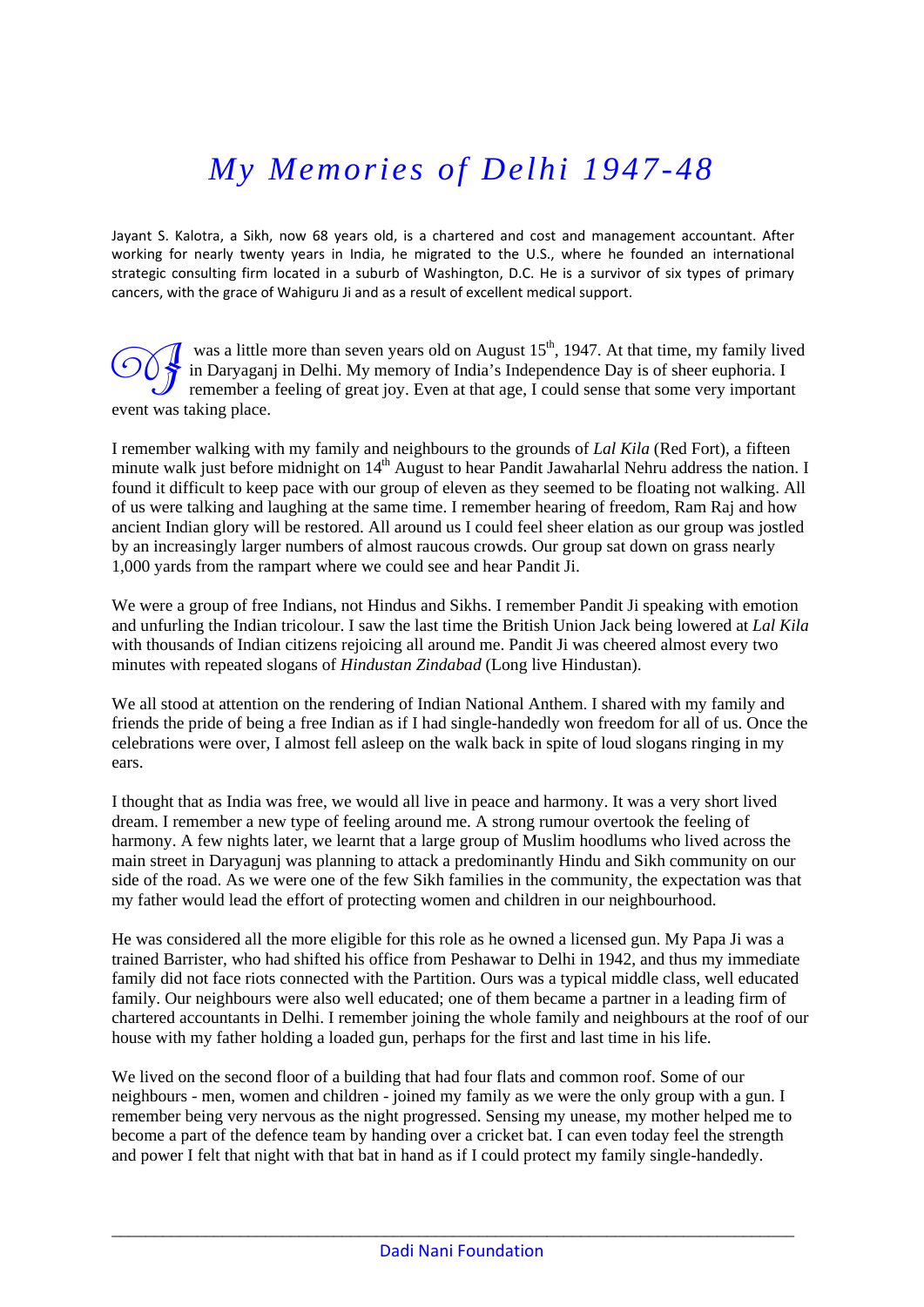# *My Memories of Delhi 1947-48*

Jayant S. Kalotra, a Sikh, now 68 years old, is a chartered and cost and management accountant. After working for nearly twenty years in India, he migrated to the U.S., where he founded an international strategic consulting firm located in a suburb of Washington, D.C. He is a survivor of six types of primary cancers, with the grace of Wahiguru Ji and as a result of excellent medical support.

I was a little more than seven years old on August 15th, 1947. At that time, my family lived in Daryaganj in Delhi. My memory of India's Independence Day is of sheer euphoria. I remember a feeling of great joy. Even at that age, I could sense that some very important event was taking place.

I remember walking with my family and neighbours to the grounds of *Lal Kila* (Red Fort), a fifteen minute walk just before midnight on 14th August to hear Pandit Jawaharlal Nehru address the nation. I found it difficult to keep pace with our group of eleven as they seemed to be floating not walking. All of us were talking and laughing at the same time. I remember hearing of freedom, Ram Raj and how ancient Indian glory will be restored. All around us I could feel sheer elation as our group was jostled by an increasingly larger numbers of almost raucous crowds. Our group sat down on grass nearly 1,000 yards from the rampart where we could see and hear Pandit Ji.

We were a group of free Indians, not Hindus and Sikhs. I remember Pandit Ji speaking with emotion and unfurling the Indian tricolour. I saw the last time the British Union Jack being lowered at *Lal Kila* with thousands of Indian citizens rejoicing all around me. Pandit Ji was cheered almost every two minutes with repeated slogans of *Hindustan Zindabad* (Long live Hindustan).

We all stood at attention on the rendering of Indian National Anthem. I shared with my family and friends the pride of being a free Indian as if I had single-handedly won freedom for all of us. Once the celebrations were over, I almost fell asleep on the walk back in spite of loud slogans ringing in my ears.

I thought that as India was free, we would all live in peace and harmony. It was a very short lived dream. I remember a new type of feeling around me. A strong rumour overtook the feeling of harmony. A few nights later, we learnt that a large group of Muslim hoodlums who lived across the main street in Daryagunj was planning to attack a predominantly Hindu and Sikh community on our side of the road. As we were one of the few Sikh families in the community, the expectation was that my father would lead the effort of protecting women and children in our neighbourhood.

He was considered all the more eligible for this role as he owned a licensed gun. My Papa Ji was a trained Barrister, who had shifted his office from Peshawar to Delhi in 1942, and thus my immediate family did not face riots connected with the Partition. Ours was a typical middle class, well educated family. Our neighbours were also well educated; one of them became a partner in a leading firm of chartered accountants in Delhi. I remember joining the whole family and neighbours at the roof of our house with my father holding a loaded gun, perhaps for the first and last time in his life.

We lived on the second floor of a building that had four flats and common roof. Some of our neighbours - men, women and children - joined my family as we were the only group with a gun. I remember being very nervous as the night progressed. Sensing my unease, my mother helped me to become a part of the defence team by handing over a cricket bat. I can even today feel the strength and power I felt that night with that bat in hand as if I could protect my family single-handedly.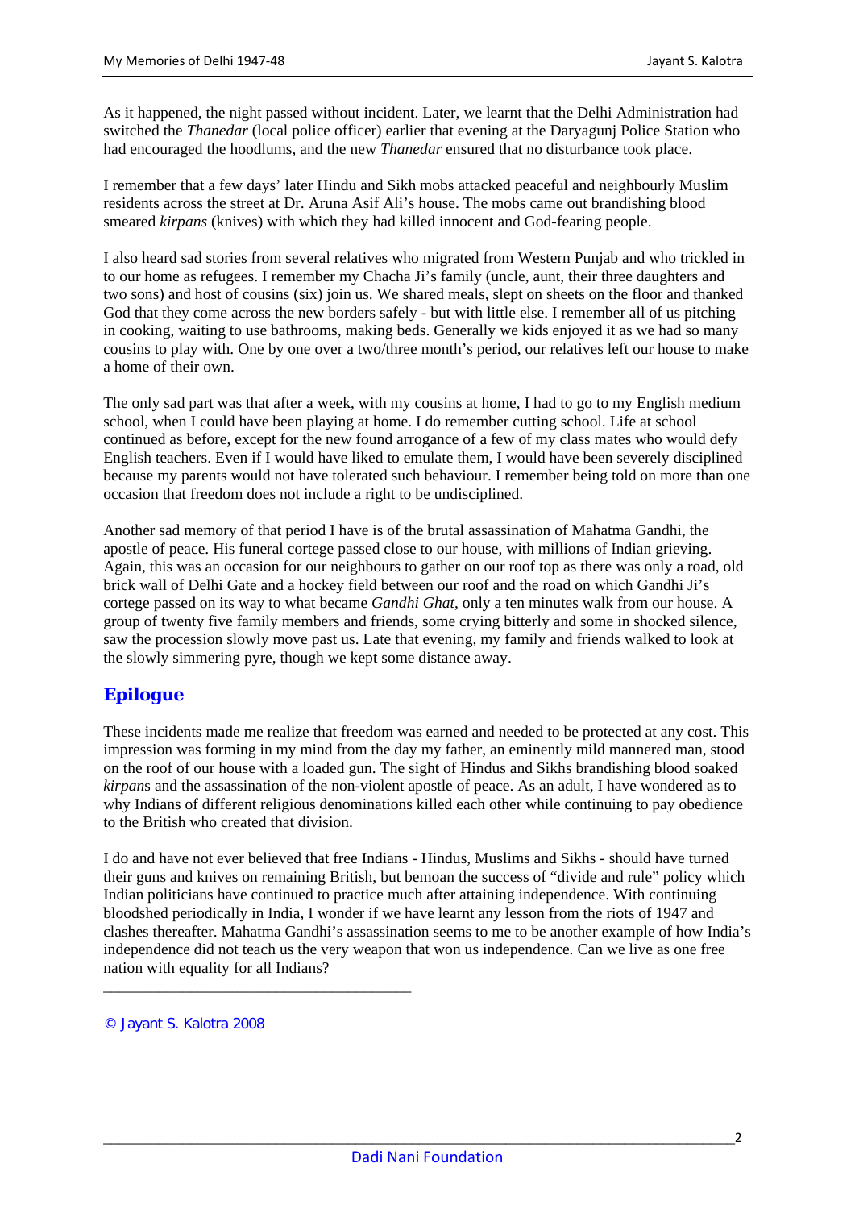As it happened, the night passed without incident. Later, we learnt that the Delhi Administration had switched the *Thanedar* (local police officer) earlier that evening at the Daryagunj Police Station who had encouraged the hoodlums, and the new *Thanedar* ensured that no disturbance took place.

I remember that a few days' later Hindu and Sikh mobs attacked peaceful and neighbourly Muslim residents across the street at Dr. Aruna Asif Ali's house. The mobs came out brandishing blood smeared *kirpans* (knives) with which they had killed innocent and God-fearing people.

I also heard sad stories from several relatives who migrated from Western Punjab and who trickled in to our home as refugees. I remember my Chacha Ji's family (uncle, aunt, their three daughters and two sons) and host of cousins (six) join us. We shared meals, slept on sheets on the floor and thanked God that they come across the new borders safely - but with little else. I remember all of us pitching in cooking, waiting to use bathrooms, making beds. Generally we kids enjoyed it as we had so many cousins to play with. One by one over a two/three month's period, our relatives left our house to make a home of their own.

The only sad part was that after a week, with my cousins at home, I had to go to my English medium school, when I could have been playing at home. I do remember cutting school. Life at school continued as before, except for the new found arrogance of a few of my class mates who would defy English teachers. Even if I would have liked to emulate them, I would have been severely disciplined because my parents would not have tolerated such behaviour. I remember being told on more than one occasion that freedom does not include a right to be undisciplined.

Another sad memory of that period I have is of the brutal assassination of Mahatma Gandhi, the apostle of peace. His funeral cortege passed close to our house, with millions of Indian grieving. Again, this was an occasion for our neighbours to gather on our roof top as there was only a road, old brick wall of Delhi Gate and a hockey field between our roof and the road on which Gandhi Ji's cortege passed on its way to what became *Gandhi Ghat*, only a ten minutes walk from our house. A group of twenty five family members and friends, some crying bitterly and some in shocked silence, saw the procession slowly move past us. Late that evening, my family and friends walked to look at the slowly simmering pyre, though we kept some distance away.

## Epilogue

These incidents made me realize that freedom was earned and needed to be protected at any cost. This impression was forming in my mind from the day my father, an eminently mild mannered man, stood on the roof of our house with a loaded gun. The sight of Hindus and Sikhs brandishing blood soaked *kirpan*s and the assassination of the non-violent apostle of peace. As an adult, I have wondered as to why Indians of different religious denominations killed each other while continuing to pay obedience to the British who created that division.

I do and have not ever believed that free Indians - Hindus, Muslims and Sikhs - should have turned their guns and knives on remaining British, but bemoan the success of "divide and rule" policy which Indian politicians have continued to practice much after attaining independence. With continuing bloodshed periodically in India, I wonder if we have learnt any lesson from the riots of 1947 and clashes thereafter. Mahatma Gandhi's assassination seems to me to be another example of how India's independence did not teach us the very weapon that won us independence. Can we live as one free nation with equality for all Indians?

---

© Jayant S. Kalotra 2008